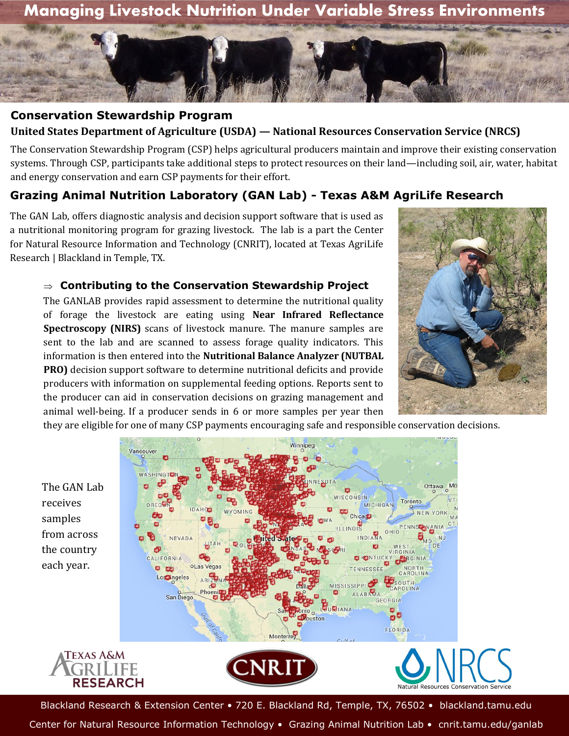# Managing Livestock Nutrition Under Variable Stress Environments

## Conservation Stewardship Program

**United States Department of Agriculture (USDA) — National Resources Conservation Service (NRCS)**

The Conservation Stewardship Program (CSP) helps agricultural producers maintain and improve their existing conservation systems. Through CSP, participants take additional steps to protect resources on their land—including soil, air, water, habitat and energy conservation and earn CSP payments for their effort.

## Grazing Animal Nutrition Laboratory (GAN Lab) - Texas A&M AgriLife Research

The GAN Lab, offers diagnostic analysis and decision support software that is used as a nutritional monitoring program for grazing livestock. The lab is a part the Center for Natural Resource Information and Technology (CNRIT), located at Texas AgriLife Research | Blackland in Temple, TX.

### ⇒ Contributing to the Conservation Stewardship Project

The GANLAB provides rapid assessment to determine the nutritional quality of forage the livestock are eating using **Near Infrared Reflectance Spectroscopy (NIRS)** scans of livestock manure. The manure samples are sent to the lab and are scanned to assess forage quality indicators. This information is then entered into the **Nutritional Balance Analyzer (NUTBAL PRO)** decision support software to determine nutritional deficits and provide producers with information on supplemental feeding options. Reports sent to the producer can aid in conservation decisions on grazing management and animal well-being. If a producer sends in 6 or more samples per year then they are eligible for one of many CSP payments encouraging safe and responsible conservation decisions.

The GAN Lab receives samples from across the country each year.

Texas A&M AgriLife Research | CNRIT | NRCS Natural Resources Conservation Service

Blackland Research & Extension Center • 720 E. Blackland Rd, Temple, TX, 76502 • blackland.tamu.edu

Center for Natural Resource Information Technology • Grazing Animal Nutrition Lab • cnrit.tamu.edu/ganlab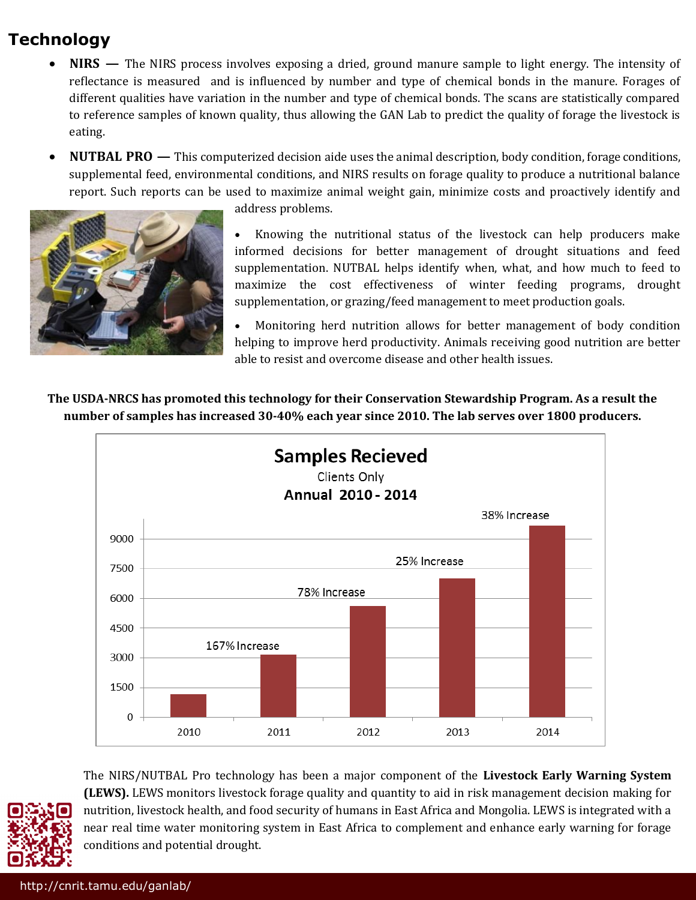## Technology

- **NIRS —** The NIRS process involves exposing a dried, ground manure sample to light energy. The intensity of reflectance is measured and is influenced by number and type of chemical bonds in the manure. Forages of different qualities have variation in the number and type of chemical bonds. The scans are statistically compared to reference samples of known quality, thus allowing the GAN Lab to predict the quality of forage the livestock is eating.
- **NUTBAL PRO —** This computerized decision aide uses the animal description, body condition, forage conditions, supplemental feed, environmental conditions, and NIRS results on forage quality to produce a nutritional balance report. Such reports can be used to maximize animal weight gain, minimize costs and proactively identify and address problems.

- Knowing the nutritional status of the livestock can help producers make informed decisions for better management of drought situations and feed supplementation. NUTBAL helps identify when, what, and how much to feed to maximize the cost effectiveness of winter feeding programs, drought supplementation, or grazing/feed management to meet production goals.
- Monitoring herd nutrition allows for better management of body condition helping to improve herd productivity. Animals receiving good nutrition are better able to resist and overcome disease and other health issues.

**The USDA-NRCS has promoted this technology for their Conservation Stewardship Program. As a result the number of samples has increased 30-40% each year since 2010. The lab serves over 1800 producers.**

Samples Recieved
Clients Only
Annual 2010 - 2014

0
1500
3000
4500
6000
7500
9000

2010
2011
2012
2013
2014

167% Increase
78% Increase
25% Increase
38% Increase

The NIRS/NUTBAL Pro technology has been a major component of the **Livestock Early Warning System (LEWS).** LEWS monitors livestock forage quality and quantity to aid in risk management decision making for nutrition, livestock health, and food security of humans in East Africa and Mongolia. LEWS is integrated with a near real time water monitoring system in East Africa to complement and enhance early warning for forage conditions and potential drought.

http://cnrit.tamu.edu/ganlab/